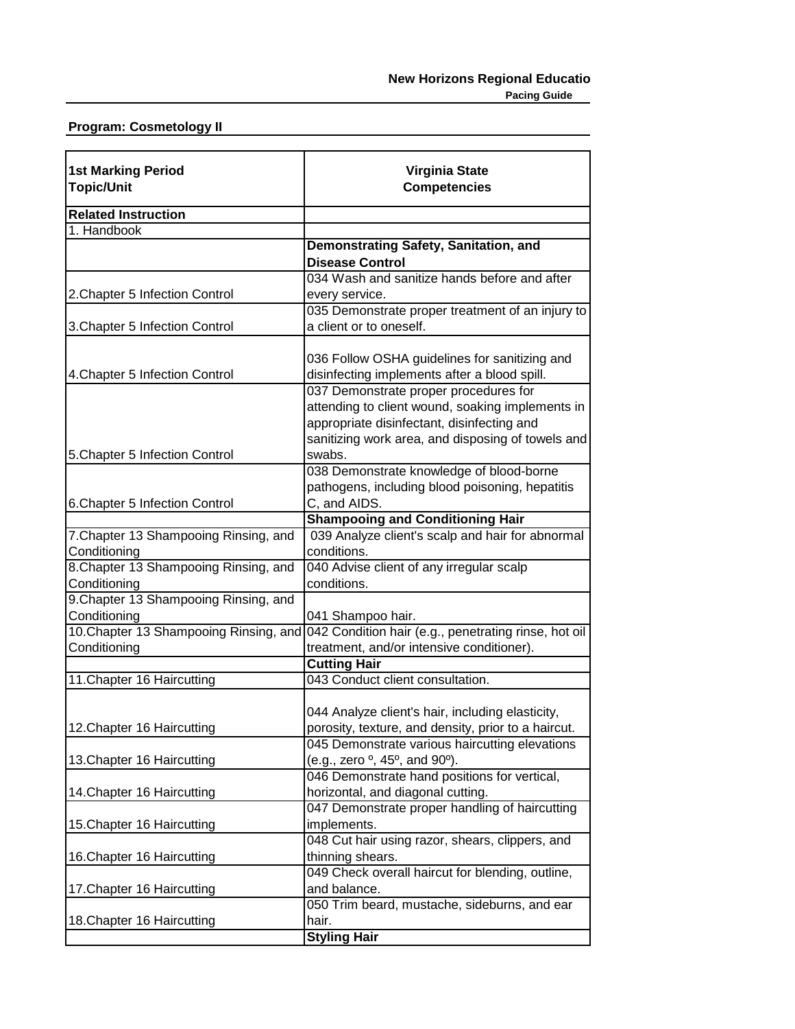**New Horizons Regional Educatio**
**Pacing Guide**

**Program: Cosmetology II**

| 1st Marking Period Topic/Unit | Virginia State Competencies |
|---|---|
| **Related Instruction** | |
| 1. Handbook | |
| | **Demonstrating Safety, Sanitation, and Disease Control** |
| 2.Chapter 5 Infection Control | 034 Wash and sanitize hands before and after every service. |
| 3.Chapter 5 Infection Control | 035 Demonstrate proper treatment of an injury to a client or to oneself. |
| 4.Chapter 5 Infection Control | 036 Follow OSHA guidelines for sanitizing and disinfecting implements after a blood spill. |
| 5.Chapter 5 Infection Control | 037 Demonstrate proper procedures for attending to client wound, soaking implements in appropriate disinfectant, disinfecting and sanitizing work area, and disposing of towels and swabs. |
| 6.Chapter 5 Infection Control | 038 Demonstrate knowledge of blood-borne pathogens, including blood poisoning, hepatitis C, and AIDS. |
| | **Shampooing and Conditioning Hair** |
| 7.Chapter 13 Shampooing Rinsing, and Conditioning | 039 Analyze client's scalp and hair for abnormal conditions. |
| 8.Chapter 13 Shampooing Rinsing, and Conditioning | 040 Advise client of any irregular scalp conditions. |
| 9.Chapter 13 Shampooing Rinsing, and Conditioning | 041 Shampoo hair. |
| 10.Chapter 13 Shampooing Rinsing, and Conditioning | 042 Condition hair (e.g., penetrating rinse, hot oil treatment, and/or intensive conditioner). |
| | **Cutting Hair** |
| 11.Chapter 16 Haircutting | 043 Conduct client consultation. |
| 12.Chapter 16 Haircutting | 044 Analyze client's hair, including elasticity, porosity, texture, and density, prior to a haircut. |
| 13.Chapter 16 Haircutting | 045 Demonstrate various haircutting elevations (e.g., zero º, 45º, and 90º). |
| 14.Chapter 16 Haircutting | 046 Demonstrate hand positions for vertical, horizontal, and diagonal cutting. |
| 15.Chapter 16 Haircutting | 047 Demonstrate proper handling of haircutting implements. |
| 16.Chapter 16 Haircutting | 048 Cut hair using razor, shears, clippers, and thinning shears. |
| 17.Chapter 16 Haircutting | 049 Check overall haircut for blending, outline, and balance. |
| 18.Chapter 16 Haircutting | 050 Trim beard, mustache, sideburns, and ear hair. |
| | **Styling Hair** |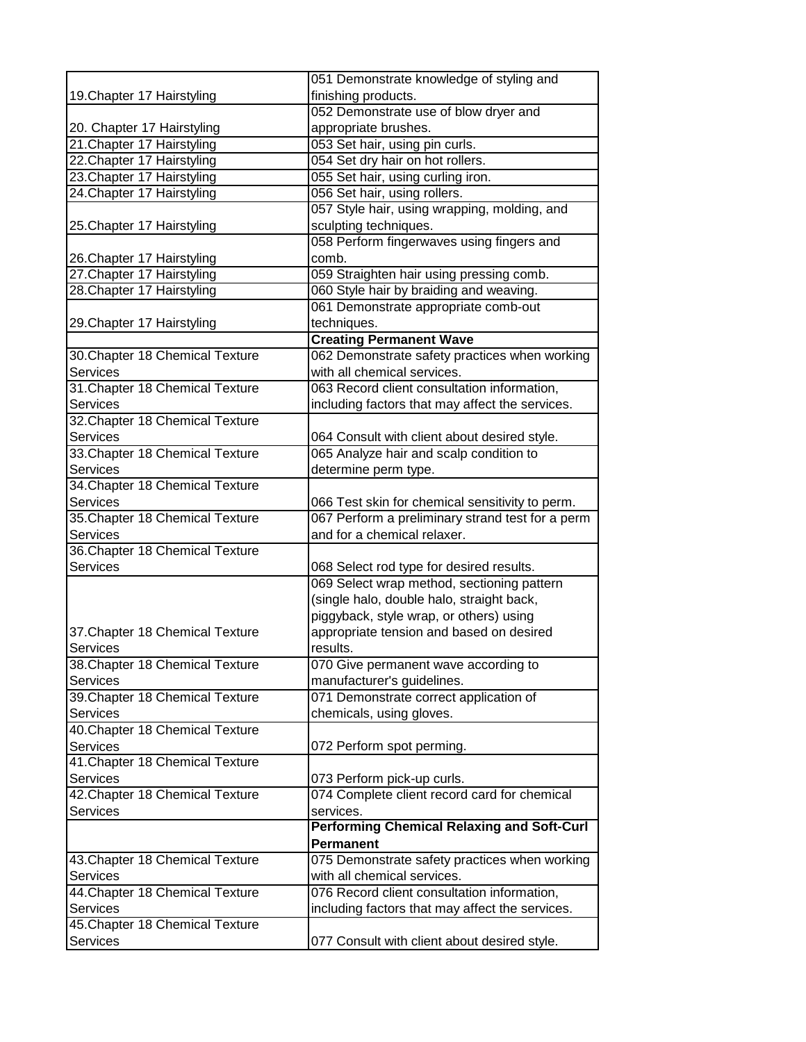| | |
|---|---|
| 19.Chapter 17 Hairstyling | 051 Demonstrate knowledge of styling and finishing products. |
| 20. Chapter 17 Hairstyling | 052 Demonstrate use of blow dryer and appropriate brushes. |
| 21.Chapter 17 Hairstyling | 053 Set hair, using pin curls. |
| 22.Chapter 17 Hairstyling | 054 Set dry hair on hot rollers. |
| 23.Chapter 17 Hairstyling | 055 Set hair, using curling iron. |
| 24.Chapter 17 Hairstyling | 056 Set hair, using rollers. |
| 25.Chapter 17 Hairstyling | 057 Style hair, using wrapping, molding, and sculpting techniques. |
| 26.Chapter 17 Hairstyling | 058 Perform fingerwaves using fingers and comb. |
| 27.Chapter 17 Hairstyling | 059 Straighten hair using pressing comb. |
| 28.Chapter 17 Hairstyling | 060 Style hair by braiding and weaving. |
| 29.Chapter 17 Hairstyling | 061 Demonstrate appropriate comb-out techniques. |
| | **Creating Permanent Wave** |
| 30.Chapter 18 Chemical Texture Services | 062 Demonstrate safety practices when working with all chemical services. |
| 31.Chapter 18 Chemical Texture Services | 063 Record client consultation information, including factors that may affect the services. |
| 32.Chapter 18 Chemical Texture Services | 064 Consult with client about desired style. |
| 33.Chapter 18 Chemical Texture Services | 065 Analyze hair and scalp condition to determine perm type. |
| 34.Chapter 18 Chemical Texture Services | 066 Test skin for chemical sensitivity to perm. |
| 35.Chapter 18 Chemical Texture Services | 067 Perform a preliminary strand test for a perm and for a chemical relaxer. |
| 36.Chapter 18 Chemical Texture Services | 068 Select rod type for desired results. |
| 37.Chapter 18 Chemical Texture Services | 069 Select wrap method, sectioning pattern (single halo, double halo, straight back, piggyback, style wrap, or others) using appropriate tension and based on desired results. |
| 38.Chapter 18 Chemical Texture Services | 070 Give permanent wave according to manufacturer's guidelines. |
| 39.Chapter 18 Chemical Texture Services | 071 Demonstrate correct application of chemicals, using gloves. |
| 40.Chapter 18 Chemical Texture Services | 072 Perform spot perming. |
| 41.Chapter 18 Chemical Texture Services | 073 Perform pick-up curls. |
| 42.Chapter 18 Chemical Texture Services | 074 Complete client record card for chemical services. |
| | **Performing Chemical Relaxing and Soft-Curl Permanent** |
| 43.Chapter 18 Chemical Texture Services | 075 Demonstrate safety practices when working with all chemical services. |
| 44.Chapter 18 Chemical Texture Services | 076 Record client consultation information, including factors that may affect the services. |
| 45.Chapter 18 Chemical Texture Services | 077 Consult with client about desired style. |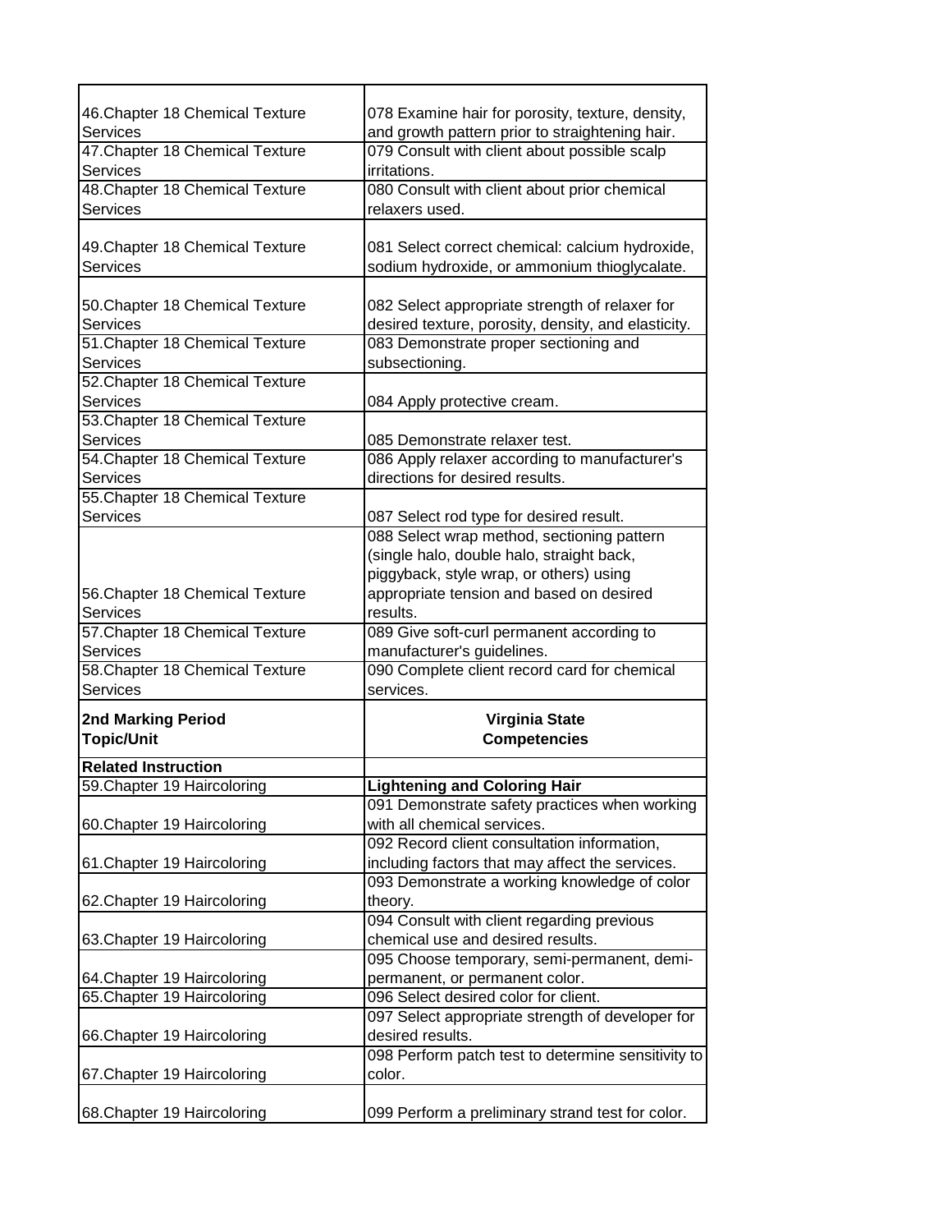| | |
|---|---|
| 46.Chapter 18 Chemical Texture Services | 078 Examine hair for porosity, texture, density, and growth pattern prior to straightening hair. |
| 47.Chapter 18 Chemical Texture Services | 079 Consult with client about possible scalp irritations. |
| 48.Chapter 18 Chemical Texture Services | 080 Consult with client about prior chemical relaxers used. |
| 49.Chapter 18 Chemical Texture Services | 081 Select correct chemical: calcium hydroxide, sodium hydroxide, or ammonium thioglycalate. |
| 50.Chapter 18 Chemical Texture Services | 082 Select appropriate strength of relaxer for desired texture, porosity, density, and elasticity. |
| 51.Chapter 18 Chemical Texture Services | 083 Demonstrate proper sectioning and subsectioning. |
| 52.Chapter 18 Chemical Texture Services | 084 Apply protective cream. |
| 53.Chapter 18 Chemical Texture Services | 085 Demonstrate relaxer test. |
| 54.Chapter 18 Chemical Texture Services | 086 Apply relaxer according to manufacturer's directions for desired results. |
| 55.Chapter 18 Chemical Texture Services | 087 Select rod type for desired result. |
| 56.Chapter 18 Chemical Texture Services | 088 Select wrap method, sectioning pattern (single halo, double halo, straight back, piggyback, style wrap, or others) using appropriate tension and based on desired results. |
| 57.Chapter 18 Chemical Texture Services | 089 Give soft-curl permanent according to manufacturer's guidelines. |
| 58.Chapter 18 Chemical Texture Services | 090 Complete client record card for chemical services. |
| **2nd Marking Period Topic/Unit** | **Virginia State Competencies** |
| **Related Instruction** | |
| 59.Chapter 19 Haircoloring | **Lightening and Coloring Hair** |
| 60.Chapter 19 Haircoloring | 091 Demonstrate safety practices when working with all chemical services. |
| 61.Chapter 19 Haircoloring | 092 Record client consultation information, including factors that may affect the services. |
| 62.Chapter 19 Haircoloring | 093 Demonstrate a working knowledge of color theory. |
| 63.Chapter 19 Haircoloring | 094 Consult with client regarding previous chemical use and desired results. |
| 64.Chapter 19 Haircoloring | 095 Choose temporary, semi-permanent, demi-permanent, or permanent color. |
| 65.Chapter 19 Haircoloring | 096 Select desired color for client. |
| 66.Chapter 19 Haircoloring | 097 Select appropriate strength of developer for desired results. |
| 67.Chapter 19 Haircoloring | 098 Perform patch test to determine sensitivity to color. |
| 68.Chapter 19 Haircoloring | 099 Perform a preliminary strand test for color. |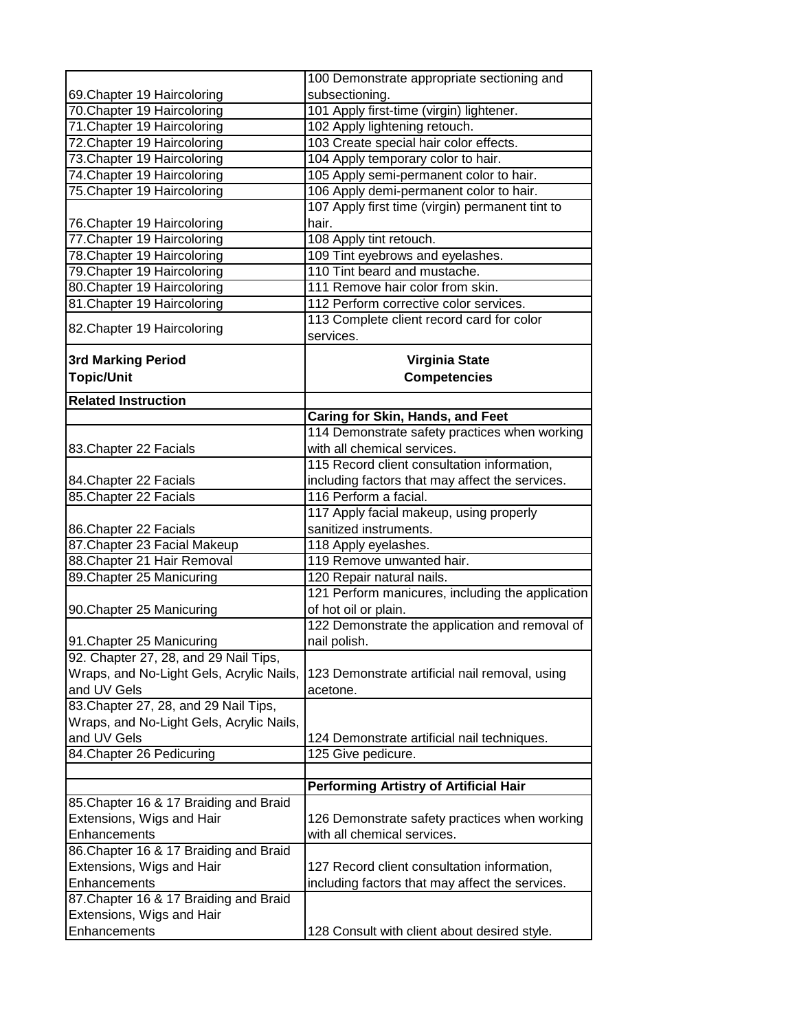| | |
|---|---|
| 69.Chapter 19 Haircoloring | 100 Demonstrate appropriate sectioning and subsectioning. |
| 70.Chapter 19 Haircoloring | 101 Apply first-time (virgin) lightener. |
| 71.Chapter 19 Haircoloring | 102 Apply lightening retouch. |
| 72.Chapter 19 Haircoloring | 103 Create special hair color effects. |
| 73.Chapter 19 Haircoloring | 104 Apply temporary color to hair. |
| 74.Chapter 19 Haircoloring | 105 Apply semi-permanent color to hair. |
| 75.Chapter 19 Haircoloring | 106 Apply demi-permanent color to hair. |
| 76.Chapter 19 Haircoloring | 107 Apply first time (virgin) permanent tint to hair. |
| 77.Chapter 19 Haircoloring | 108 Apply tint retouch. |
| 78.Chapter 19 Haircoloring | 109 Tint eyebrows and eyelashes. |
| 79.Chapter 19 Haircoloring | 110 Tint beard and mustache. |
| 80.Chapter 19 Haircoloring | 111 Remove hair color from skin. |
| 81.Chapter 19 Haircoloring | 112 Perform corrective color services. |
| 82.Chapter 19 Haircoloring | 113 Complete client record card for color services. |
| **3rd Marking Period Topic/Unit** | **Virginia State Competencies** |
| **Related Instruction** | |
| | **Caring for Skin, Hands, and Feet** |
| 83.Chapter 22 Facials | 114 Demonstrate safety practices when working with all chemical services. |
| 84.Chapter 22 Facials | 115 Record client consultation information, including factors that may affect the services. |
| 85.Chapter 22 Facials | 116 Perform a facial. |
| 86.Chapter 22 Facials | 117 Apply facial makeup, using properly sanitized instruments. |
| 87.Chapter 23 Facial Makeup | 118 Apply eyelashes. |
| 88.Chapter 21 Hair Removal | 119 Remove unwanted hair. |
| 89.Chapter 25 Manicuring | 120 Repair natural nails. |
| 90.Chapter 25 Manicuring | 121 Perform manicures, including the application of hot oil or plain. |
| 91.Chapter 25 Manicuring | 122 Demonstrate the application and removal of nail polish. |
| 92. Chapter 27, 28, and 29 Nail Tips, Wraps, and No-Light Gels, Acrylic Nails, and UV Gels | 123 Demonstrate artificial nail removal, using acetone. |
| 83.Chapter 27, 28, and 29 Nail Tips, Wraps, and No-Light Gels, Acrylic Nails, and UV Gels | 124 Demonstrate artificial nail techniques. |
| 84.Chapter 26 Pedicuring | 125 Give pedicure. |
| | |
| | **Performing Artistry of Artificial Hair** |
| 85.Chapter 16 & 17 Braiding and Braid Extensions, Wigs and Hair Enhancements | 126 Demonstrate safety practices when working with all chemical services. |
| 86.Chapter 16 & 17 Braiding and Braid Extensions, Wigs and Hair Enhancements | 127 Record client consultation information, including factors that may affect the services. |
| 87.Chapter 16 & 17 Braiding and Braid Extensions, Wigs and Hair Enhancements | 128 Consult with client about desired style. |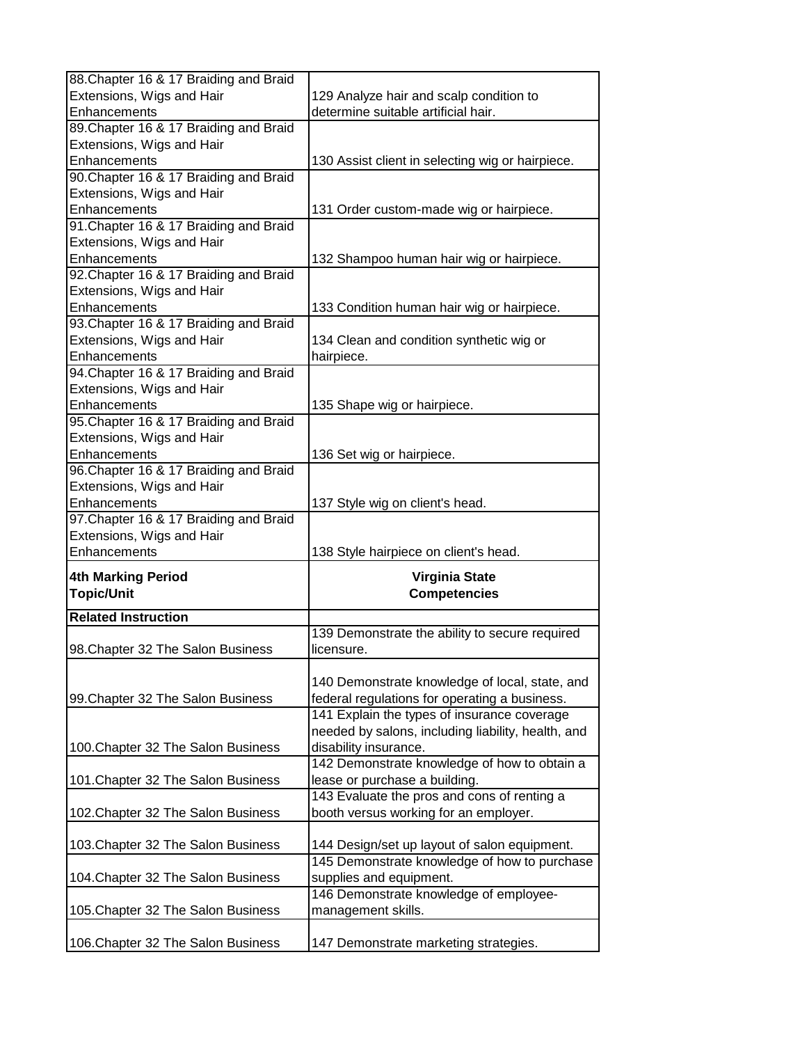| | |
|---|---|
| 88.Chapter 16 & 17 Braiding and Braid Extensions, Wigs and Hair Enhancements | 129 Analyze hair and scalp condition to determine suitable artificial hair. |
| 89.Chapter 16 & 17 Braiding and Braid Extensions, Wigs and Hair Enhancements | 130 Assist client in selecting wig or hairpiece. |
| 90.Chapter 16 & 17 Braiding and Braid Extensions, Wigs and Hair Enhancements | 131 Order custom-made wig or hairpiece. |
| 91.Chapter 16 & 17 Braiding and Braid Extensions, Wigs and Hair Enhancements | 132 Shampoo human hair wig or hairpiece. |
| 92.Chapter 16 & 17 Braiding and Braid Extensions, Wigs and Hair Enhancements | 133 Condition human hair wig or hairpiece. |
| 93.Chapter 16 & 17 Braiding and Braid Extensions, Wigs and Hair Enhancements | 134 Clean and condition synthetic wig or hairpiece. |
| 94.Chapter 16 & 17 Braiding and Braid Extensions, Wigs and Hair Enhancements | 135 Shape wig or hairpiece. |
| 95.Chapter 16 & 17 Braiding and Braid Extensions, Wigs and Hair Enhancements | 136 Set wig or hairpiece. |
| 96.Chapter 16 & 17 Braiding and Braid Extensions, Wigs and Hair Enhancements | 137 Style wig on client's head. |
| 97.Chapter 16 & 17 Braiding and Braid Extensions, Wigs and Hair Enhancements | 138 Style hairpiece on client's head. |
| **4th Marking Period Topic/Unit** | **Virginia State Competencies** |
| **Related Instruction** | |
| 98.Chapter 32 The Salon Business | 139 Demonstrate the ability to secure required licensure. |
| 99.Chapter 32 The Salon Business | 140 Demonstrate knowledge of local, state, and federal regulations for operating a business. |
| 100.Chapter 32 The Salon Business | 141 Explain the types of insurance coverage needed by salons, including liability, health, and disability insurance. |
| 101.Chapter 32 The Salon Business | 142 Demonstrate knowledge of how to obtain a lease or purchase a building. |
| 102.Chapter 32 The Salon Business | 143 Evaluate the pros and cons of renting a booth versus working for an employer. |
| 103.Chapter 32 The Salon Business | 144 Design/set up layout of salon equipment. |
| 104.Chapter 32 The Salon Business | 145 Demonstrate knowledge of how to purchase supplies and equipment. |
| 105.Chapter 32 The Salon Business | 146 Demonstrate knowledge of employee-management skills. |
| 106.Chapter 32 The Salon Business | 147 Demonstrate marketing strategies. |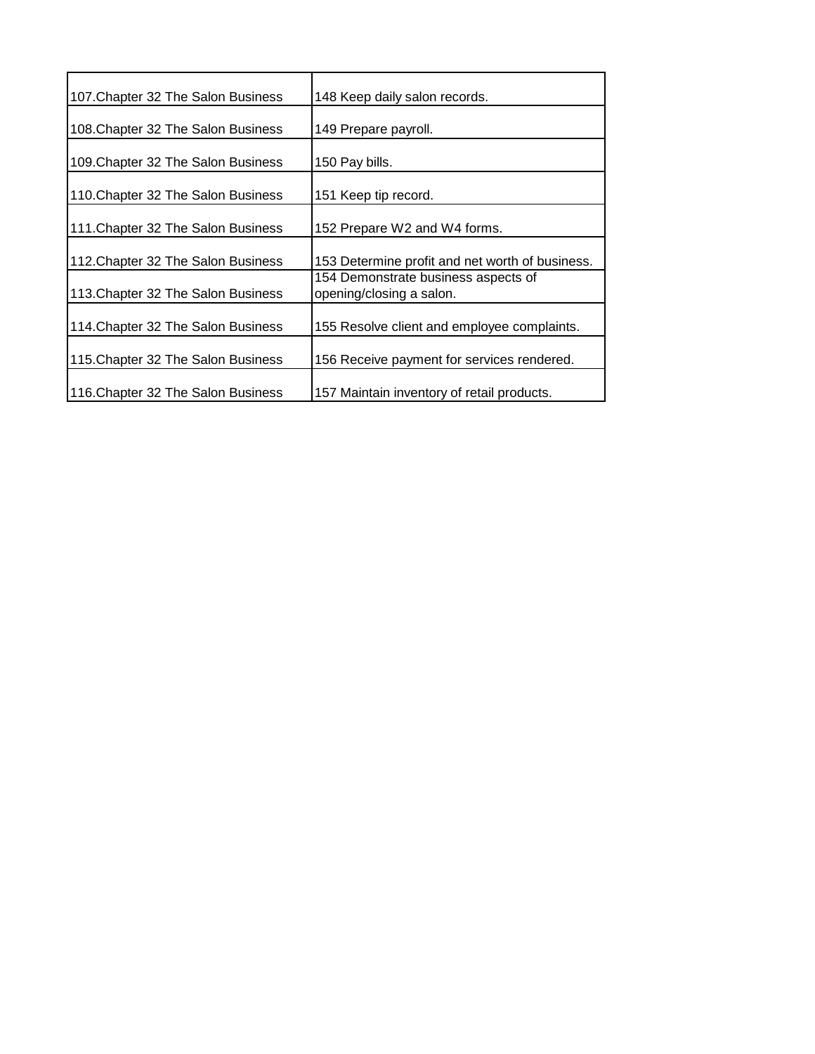| | |
|---|---|
| 107.Chapter 32 The Salon Business | 148 Keep daily salon records. |
| 108.Chapter 32 The Salon Business | 149 Prepare payroll. |
| 109.Chapter 32 The Salon Business | 150 Pay bills. |
| 110.Chapter 32 The Salon Business | 151 Keep tip record. |
| 111.Chapter 32 The Salon Business | 152 Prepare W2 and W4 forms. |
| 112.Chapter 32 The Salon Business | 153 Determine profit and net worth of business. |
| 113.Chapter 32 The Salon Business | 154 Demonstrate business aspects of opening/closing a salon. |
| 114.Chapter 32 The Salon Business | 155 Resolve client and employee complaints. |
| 115.Chapter 32 The Salon Business | 156 Receive payment for services rendered. |
| 116.Chapter 32 The Salon Business | 157 Maintain inventory of retail products. |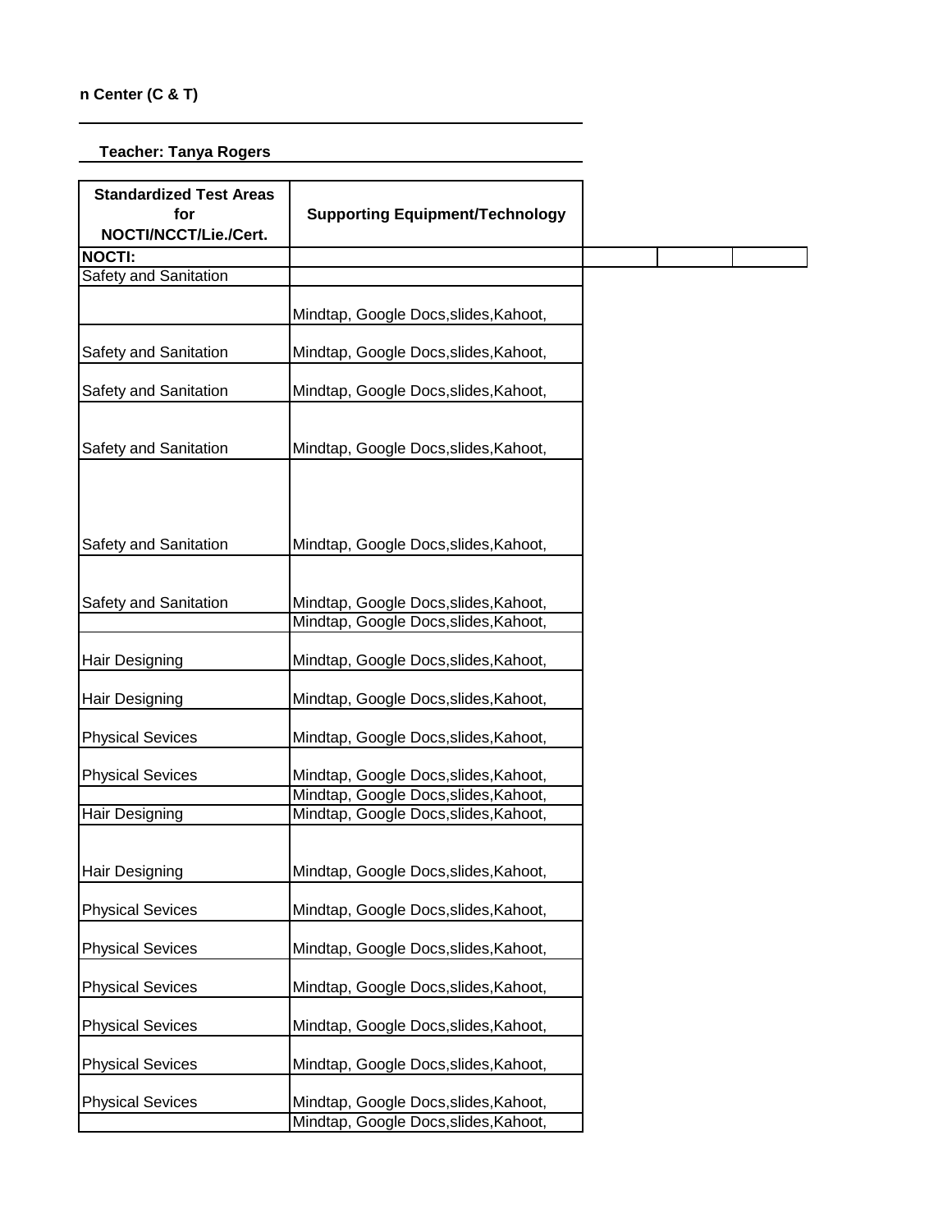**n Center (C & T)**

**Teacher: Tanya Rogers**

| Standardized Test Areas for NOCTI/NCCT/Lie./Cert. | Supporting Equipment/Technology |
|---|---|
| **NOCTI:** | |
| Safety and Sanitation | |
| | Mindtap, Google Docs,slides,Kahoot, |
| Safety and Sanitation | Mindtap, Google Docs,slides,Kahoot, |
| Safety and Sanitation | Mindtap, Google Docs,slides,Kahoot, |
| Safety and Sanitation | Mindtap, Google Docs,slides,Kahoot, |
| Safety and Sanitation | Mindtap, Google Docs,slides,Kahoot, |
| Safety and Sanitation | Mindtap, Google Docs,slides,Kahoot, |
| | Mindtap, Google Docs,slides,Kahoot, |
| Hair Designing | Mindtap, Google Docs,slides,Kahoot, |
| Hair Designing | Mindtap, Google Docs,slides,Kahoot, |
| Physical Sevices | Mindtap, Google Docs,slides,Kahoot, |
| Physical Sevices | Mindtap, Google Docs,slides,Kahoot, |
| | Mindtap, Google Docs,slides,Kahoot, |
| Hair Designing | Mindtap, Google Docs,slides,Kahoot, |
| Hair Designing | Mindtap, Google Docs,slides,Kahoot, |
| Physical Sevices | Mindtap, Google Docs,slides,Kahoot, |
| Physical Sevices | Mindtap, Google Docs,slides,Kahoot, |
| Physical Sevices | Mindtap, Google Docs,slides,Kahoot, |
| Physical Sevices | Mindtap, Google Docs,slides,Kahoot, |
| Physical Sevices | Mindtap, Google Docs,slides,Kahoot, |
| Physical Sevices | Mindtap, Google Docs,slides,Kahoot, |
| | Mindtap, Google Docs,slides,Kahoot, |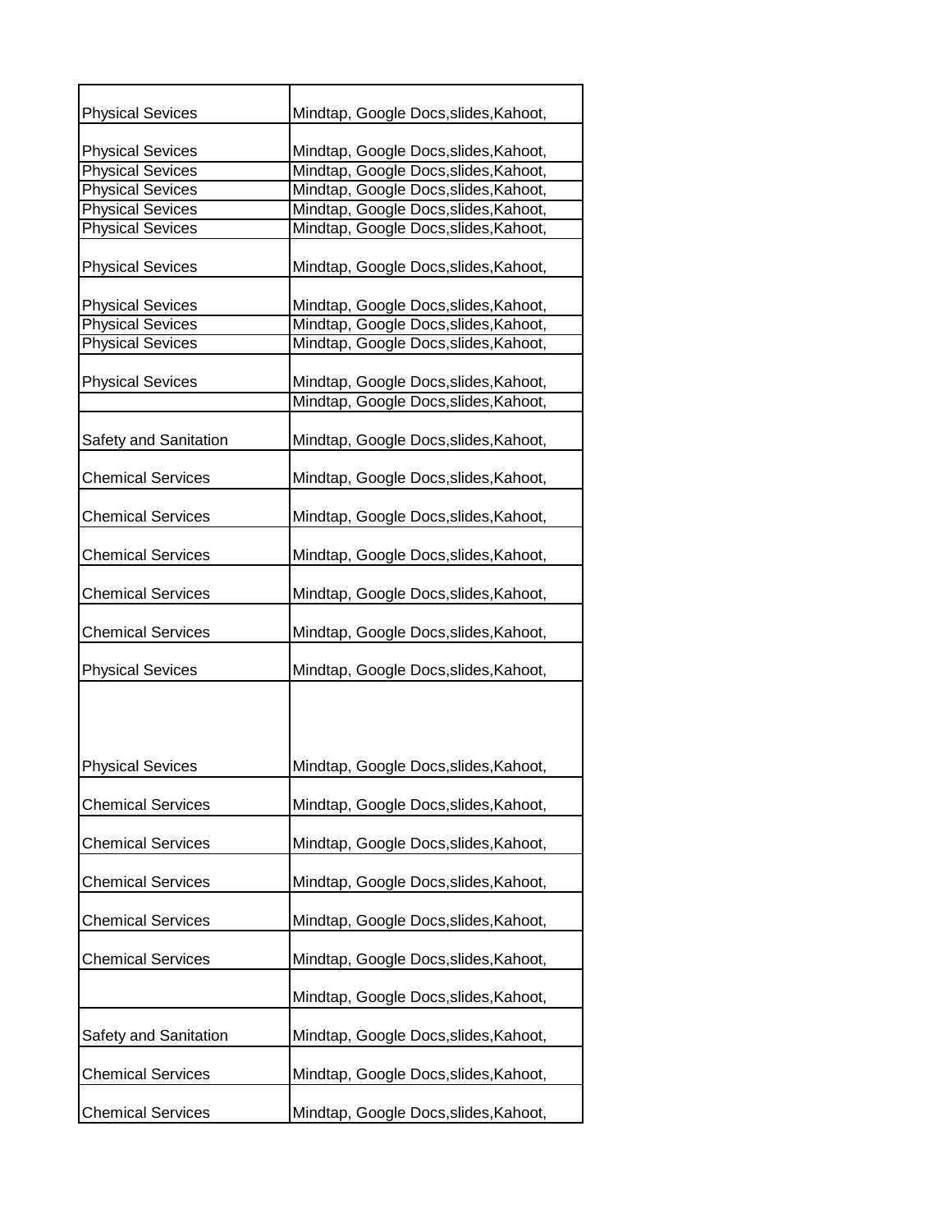| | |
|---|---|
| Physical Sevices | Mindtap, Google Docs,slides,Kahoot, |
| Physical Sevices | Mindtap, Google Docs,slides,Kahoot, |
| Physical Sevices | Mindtap, Google Docs,slides,Kahoot, |
| Physical Sevices | Mindtap, Google Docs,slides,Kahoot, |
| Physical Sevices | Mindtap, Google Docs,slides,Kahoot, |
| Physical Sevices | Mindtap, Google Docs,slides,Kahoot, |
| Physical Sevices | Mindtap, Google Docs,slides,Kahoot, |
| Physical Sevices | Mindtap, Google Docs,slides,Kahoot, |
| Physical Sevices | Mindtap, Google Docs,slides,Kahoot, |
| Physical Sevices | Mindtap, Google Docs,slides,Kahoot, |
| Physical Sevices | Mindtap, Google Docs,slides,Kahoot, |
| | Mindtap, Google Docs,slides,Kahoot, |
| Safety and Sanitation | Mindtap, Google Docs,slides,Kahoot, |
| Chemical Services | Mindtap, Google Docs,slides,Kahoot, |
| Chemical Services | Mindtap, Google Docs,slides,Kahoot, |
| Chemical Services | Mindtap, Google Docs,slides,Kahoot, |
| Chemical Services | Mindtap, Google Docs,slides,Kahoot, |
| Chemical Services | Mindtap, Google Docs,slides,Kahoot, |
| Physical Sevices | Mindtap, Google Docs,slides,Kahoot, |
| Physical Sevices | Mindtap, Google Docs,slides,Kahoot, |
| Chemical Services | Mindtap, Google Docs,slides,Kahoot, |
| Chemical Services | Mindtap, Google Docs,slides,Kahoot, |
| Chemical Services | Mindtap, Google Docs,slides,Kahoot, |
| Chemical Services | Mindtap, Google Docs,slides,Kahoot, |
| Chemical Services | Mindtap, Google Docs,slides,Kahoot, |
| | Mindtap, Google Docs,slides,Kahoot, |
| Safety and Sanitation | Mindtap, Google Docs,slides,Kahoot, |
| Chemical Services | Mindtap, Google Docs,slides,Kahoot, |
| Chemical Services | Mindtap, Google Docs,slides,Kahoot, |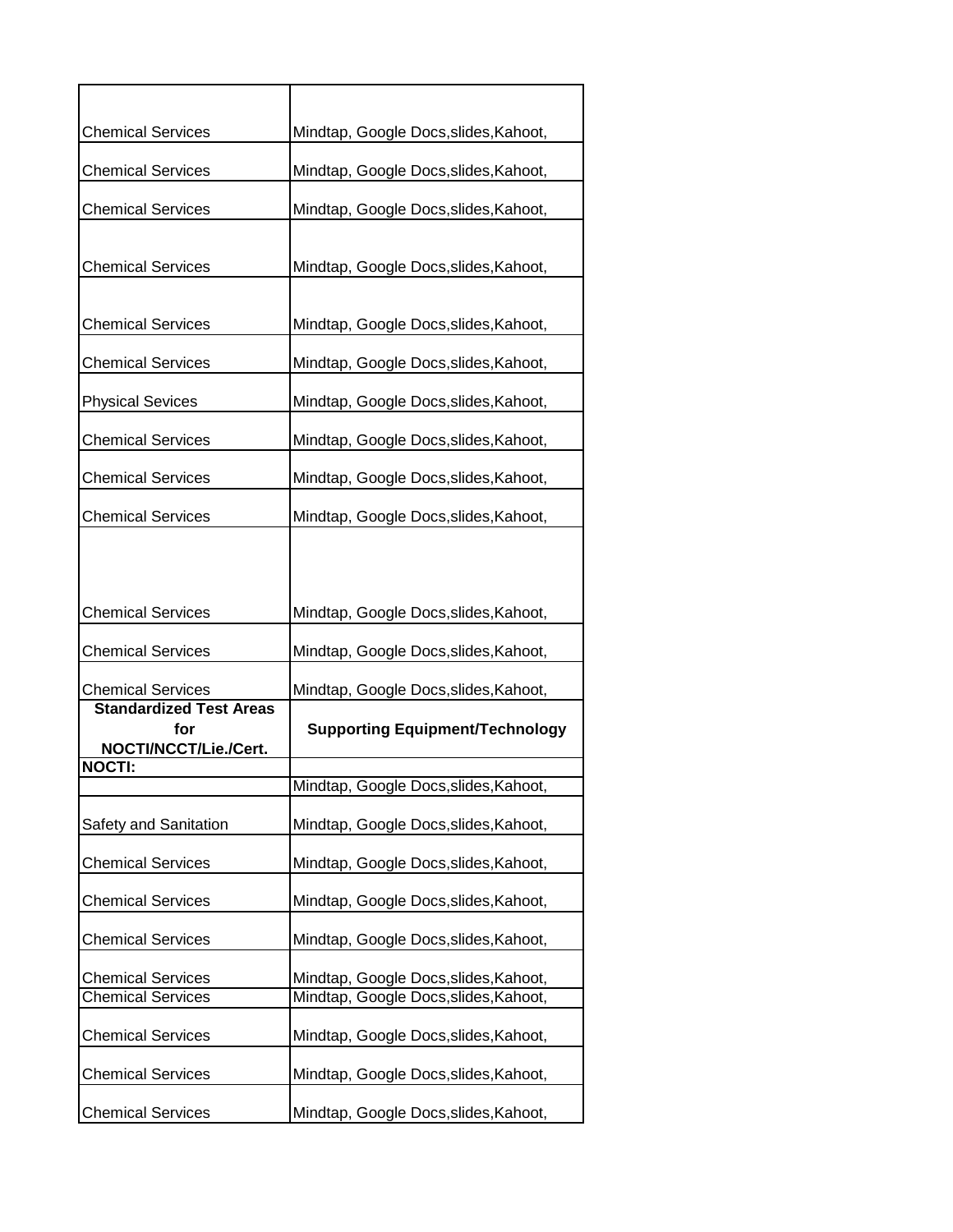| | |
|---|---|
| Chemical Services | Mindtap, Google Docs,slides,Kahoot, |
| Chemical Services | Mindtap, Google Docs,slides,Kahoot, |
| Chemical Services | Mindtap, Google Docs,slides,Kahoot, |
| Chemical Services | Mindtap, Google Docs,slides,Kahoot, |
| Chemical Services | Mindtap, Google Docs,slides,Kahoot, |
| Chemical Services | Mindtap, Google Docs,slides,Kahoot, |
| Physical Sevices | Mindtap, Google Docs,slides,Kahoot, |
| Chemical Services | Mindtap, Google Docs,slides,Kahoot, |
| Chemical Services | Mindtap, Google Docs,slides,Kahoot, |
| Chemical Services | Mindtap, Google Docs,slides,Kahoot, |
| Chemical Services | Mindtap, Google Docs,slides,Kahoot, |
| Chemical Services | Mindtap, Google Docs,slides,Kahoot, |
| Chemical Services | Mindtap, Google Docs,slides,Kahoot, |
| **Standardized Test Areas for NOCTI/NCCT/Lie./Cert.** | **Supporting Equipment/Technology** |
| **NOCTI:** | |
| | Mindtap, Google Docs,slides,Kahoot, |
| Safety and Sanitation | Mindtap, Google Docs,slides,Kahoot, |
| Chemical Services | Mindtap, Google Docs,slides,Kahoot, |
| Chemical Services | Mindtap, Google Docs,slides,Kahoot, |
| Chemical Services | Mindtap, Google Docs,slides,Kahoot, |
| Chemical Services | Mindtap, Google Docs,slides,Kahoot, |
| Chemical Services | Mindtap, Google Docs,slides,Kahoot, |
| Chemical Services | Mindtap, Google Docs,slides,Kahoot, |
| Chemical Services | Mindtap, Google Docs,slides,Kahoot, |
| Chemical Services | Mindtap, Google Docs,slides,Kahoot, |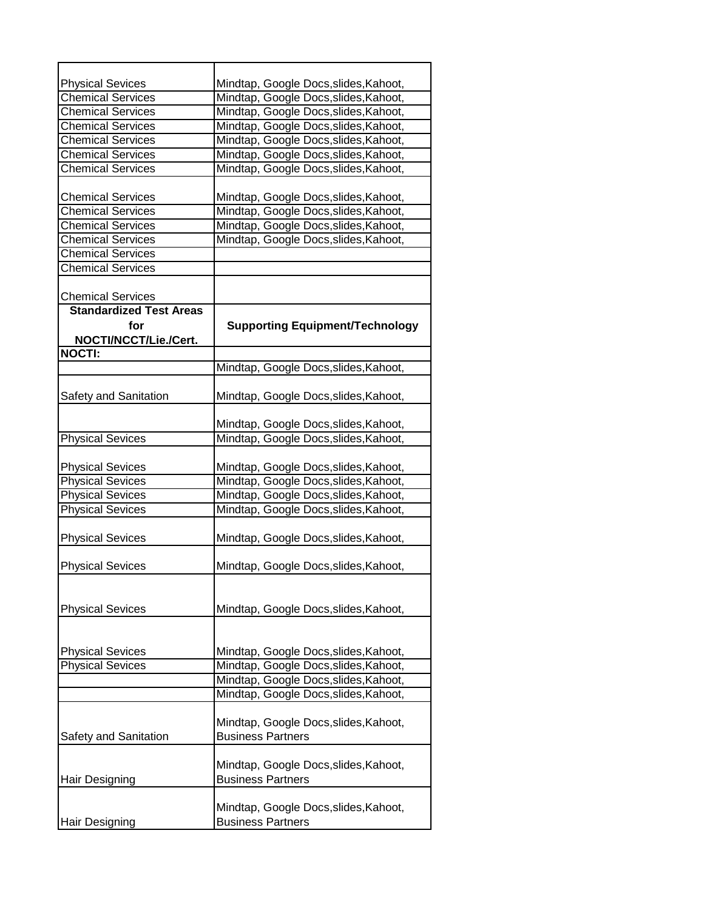| | |
|---|---|
| Physical Sevices | Mindtap, Google Docs,slides,Kahoot, |
| Chemical Services | Mindtap, Google Docs,slides,Kahoot, |
| Chemical Services | Mindtap, Google Docs,slides,Kahoot, |
| Chemical Services | Mindtap, Google Docs,slides,Kahoot, |
| Chemical Services | Mindtap, Google Docs,slides,Kahoot, |
| Chemical Services | Mindtap, Google Docs,slides,Kahoot, |
| Chemical Services | Mindtap, Google Docs,slides,Kahoot, |
| Chemical Services | Mindtap, Google Docs,slides,Kahoot, |
| Chemical Services | Mindtap, Google Docs,slides,Kahoot, |
| Chemical Services | Mindtap, Google Docs,slides,Kahoot, |
| Chemical Services | Mindtap, Google Docs,slides,Kahoot, |
| Chemical Services | |
| Chemical Services | |
| Chemical Services | |
| **Standardized Test Areas for NOCTI/NCCT/Lie./Cert.** | **Supporting Equipment/Technology** |
| **NOCTI:** | |
| | Mindtap, Google Docs,slides,Kahoot, |
| Safety and Sanitation | Mindtap, Google Docs,slides,Kahoot, |
| | Mindtap, Google Docs,slides,Kahoot, |
| Physical Sevices | Mindtap, Google Docs,slides,Kahoot, |
| Physical Sevices | Mindtap, Google Docs,slides,Kahoot, |
| Physical Sevices | Mindtap, Google Docs,slides,Kahoot, |
| Physical Sevices | Mindtap, Google Docs,slides,Kahoot, |
| Physical Sevices | Mindtap, Google Docs,slides,Kahoot, |
| Physical Sevices | Mindtap, Google Docs,slides,Kahoot, |
| Physical Sevices | Mindtap, Google Docs,slides,Kahoot, |
| Physical Sevices | Mindtap, Google Docs,slides,Kahoot, |
| Physical Sevices | Mindtap, Google Docs,slides,Kahoot, |
| Physical Sevices | Mindtap, Google Docs,slides,Kahoot, |
| | Mindtap, Google Docs,slides,Kahoot, |
| | Mindtap, Google Docs,slides,Kahoot, |
| Safety and Sanitation | Mindtap, Google Docs,slides,Kahoot, Business Partners |
| Hair Designing | Mindtap, Google Docs,slides,Kahoot, Business Partners |
| Hair Designing | Mindtap, Google Docs,slides,Kahoot, Business Partners |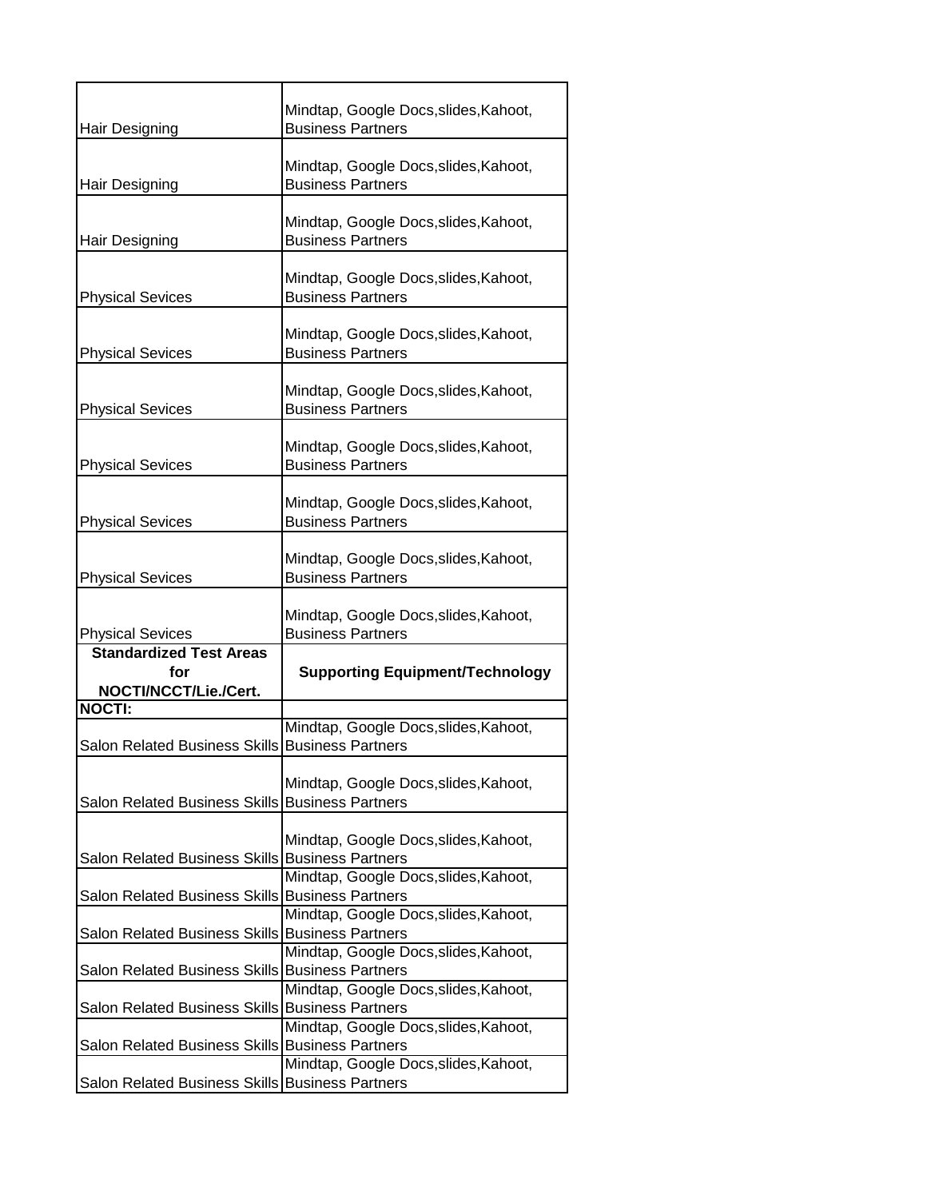| | |
|---|---|
| Hair Designing | Mindtap, Google Docs,slides,Kahoot, Business Partners |
| Hair Designing | Mindtap, Google Docs,slides,Kahoot, Business Partners |
| Hair Designing | Mindtap, Google Docs,slides,Kahoot, Business Partners |
| Physical Sevices | Mindtap, Google Docs,slides,Kahoot, Business Partners |
| Physical Sevices | Mindtap, Google Docs,slides,Kahoot, Business Partners |
| Physical Sevices | Mindtap, Google Docs,slides,Kahoot, Business Partners |
| Physical Sevices | Mindtap, Google Docs,slides,Kahoot, Business Partners |
| Physical Sevices | Mindtap, Google Docs,slides,Kahoot, Business Partners |
| Physical Sevices | Mindtap, Google Docs,slides,Kahoot, Business Partners |
| Physical Sevices | Mindtap, Google Docs,slides,Kahoot, Business Partners |
| **Standardized Test Areas for NOCTI/NCCT/Lie./Cert.** | **Supporting Equipment/Technology** |
| **NOCTI:** | |
| Salon Related Business Skills | Mindtap, Google Docs,slides,Kahoot, Business Partners |
| Salon Related Business Skills | Mindtap, Google Docs,slides,Kahoot, Business Partners |
| Salon Related Business Skills | Mindtap, Google Docs,slides,Kahoot, Business Partners |
| Salon Related Business Skills | Mindtap, Google Docs,slides,Kahoot, Business Partners |
| Salon Related Business Skills | Mindtap, Google Docs,slides,Kahoot, Business Partners |
| Salon Related Business Skills | Mindtap, Google Docs,slides,Kahoot, Business Partners |
| Salon Related Business Skills | Mindtap, Google Docs,slides,Kahoot, Business Partners |
| Salon Related Business Skills | Mindtap, Google Docs,slides,Kahoot, Business Partners |
| Salon Related Business Skills | Mindtap, Google Docs,slides,Kahoot, Business Partners |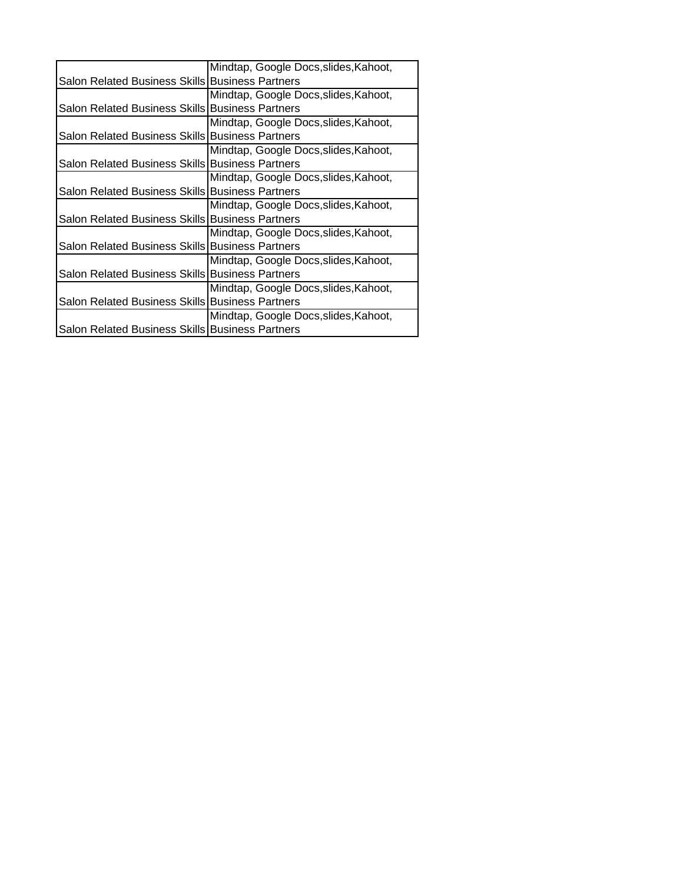| | |
|---|---|
| Salon Related Business Skills | Mindtap, Google Docs,slides,Kahoot, Business Partners |
| Salon Related Business Skills | Mindtap, Google Docs,slides,Kahoot, Business Partners |
| Salon Related Business Skills | Mindtap, Google Docs,slides,Kahoot, Business Partners |
| Salon Related Business Skills | Mindtap, Google Docs,slides,Kahoot, Business Partners |
| Salon Related Business Skills | Mindtap, Google Docs,slides,Kahoot, Business Partners |
| Salon Related Business Skills | Mindtap, Google Docs,slides,Kahoot, Business Partners |
| Salon Related Business Skills | Mindtap, Google Docs,slides,Kahoot, Business Partners |
| Salon Related Business Skills | Mindtap, Google Docs,slides,Kahoot, Business Partners |
| Salon Related Business Skills | Mindtap, Google Docs,slides,Kahoot, Business Partners |
| Salon Related Business Skills | Mindtap, Google Docs,slides,Kahoot, Business Partners |